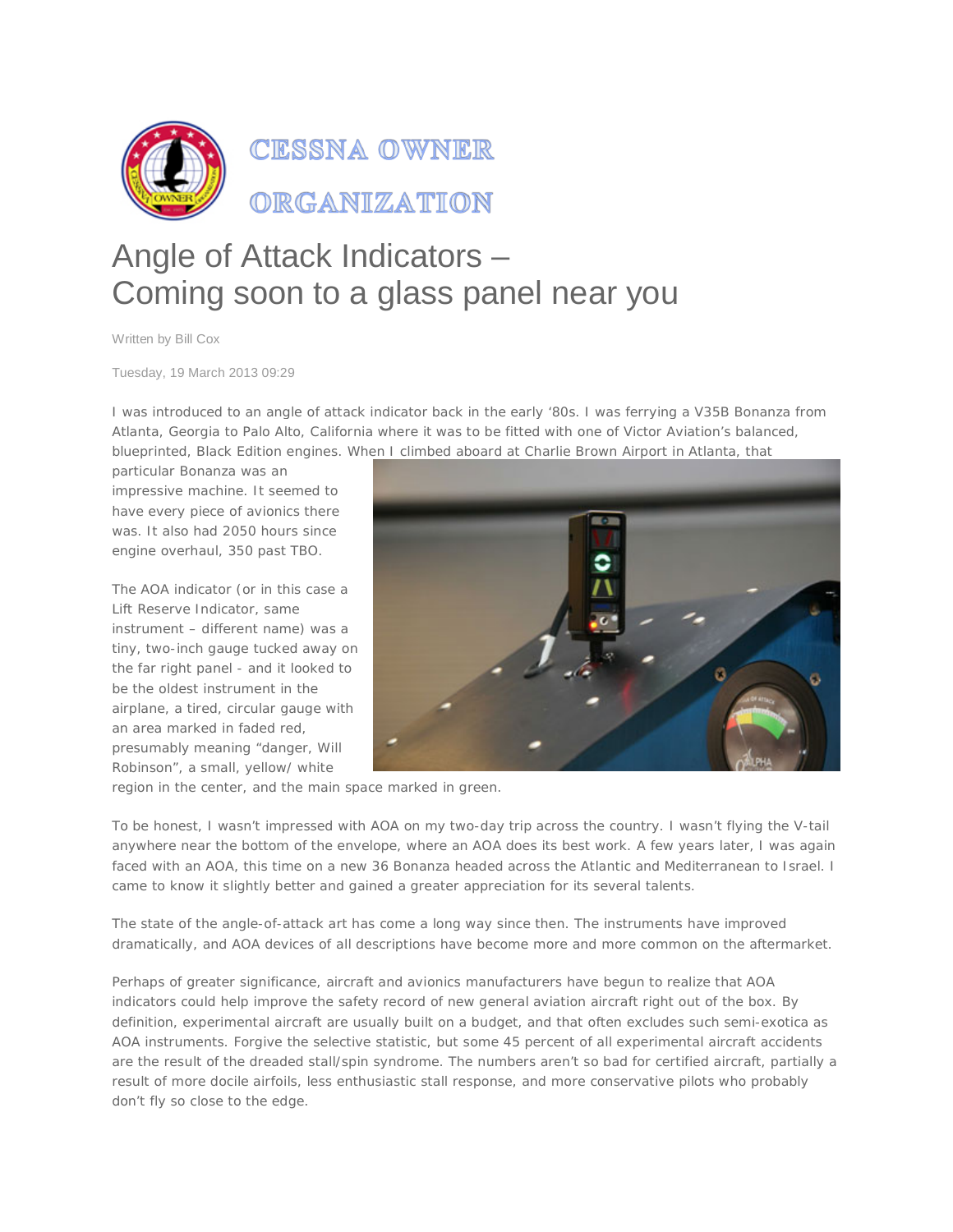CESSNA OWNER ORGANIZATION

# Angle of Attack Indicators – Coming soon to a glass panel near you

Written by Bill Cox

Tuesday, 19 March 2013 09:29

I was introduced to an angle of attack indicator back in the early '80s. I was ferrying a V35B Bonanza from Atlanta, Georgia to Palo Alto, California where it was to be fitted with one of Victor Aviation's balanced, blueprinted, Black Edition engines. When I climbed aboard at Charlie Brown Airport in Atlanta, that particular Bonanza was an impressive machine. It seemed to have every piece of avionics there was. It also had 2050 hours since engine overhaul, 350 past TBO.

The AOA indicator (or in this case a Lift Reserve Indicator, same instrument – different name) was a tiny, two-inch gauge tucked away on the far right panel - and it looked to be the oldest instrument in the airplane, a tired, circular gauge with an area marked in faded red, presumably meaning "danger, Will Robinson", a small, yellow/ white region in the center, and the main space marked in green.

To be honest, I wasn't impressed with AOA on my two-day trip across the country. I wasn't flying the V-tail anywhere near the bottom of the envelope, where an AOA does its best work. A few years later, I was again faced with an AOA, this time on a new 36 Bonanza headed across the Atlantic and Mediterranean to Israel. I came to know it slightly better and gained a greater appreciation for its several talents.

The state of the angle-of-attack art has come a long way since then. The instruments have improved dramatically, and AOA devices of all descriptions have become more and more common on the aftermarket.

Perhaps of greater significance, aircraft and avionics manufacturers have begun to realize that AOA indicators could help improve the safety record of new general aviation aircraft right out of the box. By definition, experimental aircraft are usually built on a budget, and that often excludes such semi-exotica as AOA instruments. Forgive the selective statistic, but some 45 percent of all experimental aircraft accidents are the result of the dreaded stall/spin syndrome. The numbers aren't so bad for certified aircraft, partially a result of more docile airfoils, less enthusiastic stall response, and more conservative pilots who probably don't fly so close to the edge.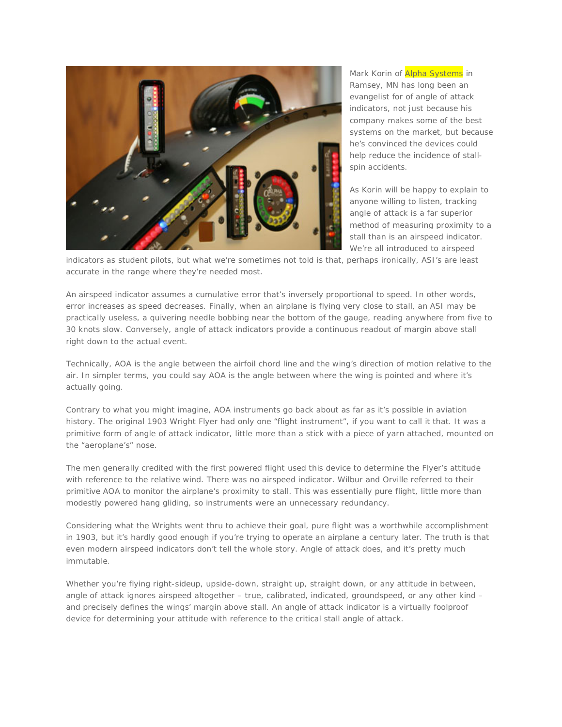Mark Korin of Alpha Systems in Ramsey, MN has long been an evangelist for of angle of attack indicators, not just because his company makes some of the best systems on the market, but because he's convinced the devices could help reduce the incidence of stall-spin accidents.

As Korin will be happy to explain to anyone willing to listen, tracking angle of attack is a far superior method of measuring proximity to a stall than is an airspeed indicator. We're all introduced to airspeed indicators as student pilots, but what we're sometimes not told is that, perhaps ironically, ASI's are least accurate in the range where they're needed most.

An airspeed indicator assumes a cumulative error that's inversely proportional to speed. In other words, error increases as speed decreases. Finally, when an airplane is flying very close to stall, an ASI may be practically useless, a quivering needle bobbing near the bottom of the gauge, reading anywhere from five to 30 knots slow. Conversely, angle of attack indicators provide a continuous readout of margin above stall right down to the actual event.

Technically, AOA is the angle between the airfoil chord line and the wing's direction of motion relative to the air. In simpler terms, you could say AOA is the angle between where the wing is pointed and where it's actually going.

Contrary to what you might imagine, AOA instruments go back about as far as it's possible in aviation history. The original 1903 Wright Flyer had only one "flight instrument", if you want to call it that. It was a primitive form of angle of attack indicator, little more than a stick with a piece of yarn attached, mounted on the "aeroplane's" nose.

The men generally credited with the first powered flight used this device to determine the Flyer's attitude with reference to the relative wind. There was no airspeed indicator. Wilbur and Orville referred to their primitive AOA to monitor the airplane's proximity to stall. This was essentially pure flight, little more than modestly powered hang gliding, so instruments were an unnecessary redundancy.

Considering what the Wrights went thru to achieve their goal, pure flight was a worthwhile accomplishment in 1903, but it's hardly good enough if you're trying to operate an airplane a century later. The truth is that even modern airspeed indicators don't tell the whole story. Angle of attack does, and it's pretty much immutable.

Whether you're flying right-sideup, upside-down, straight up, straight down, or any attitude in between, angle of attack ignores airspeed altogether – true, calibrated, indicated, groundspeed, or any other kind – and precisely defines the wings' margin above stall. An angle of attack indicator is a virtually foolproof device for determining your attitude with reference to the critical stall angle of attack.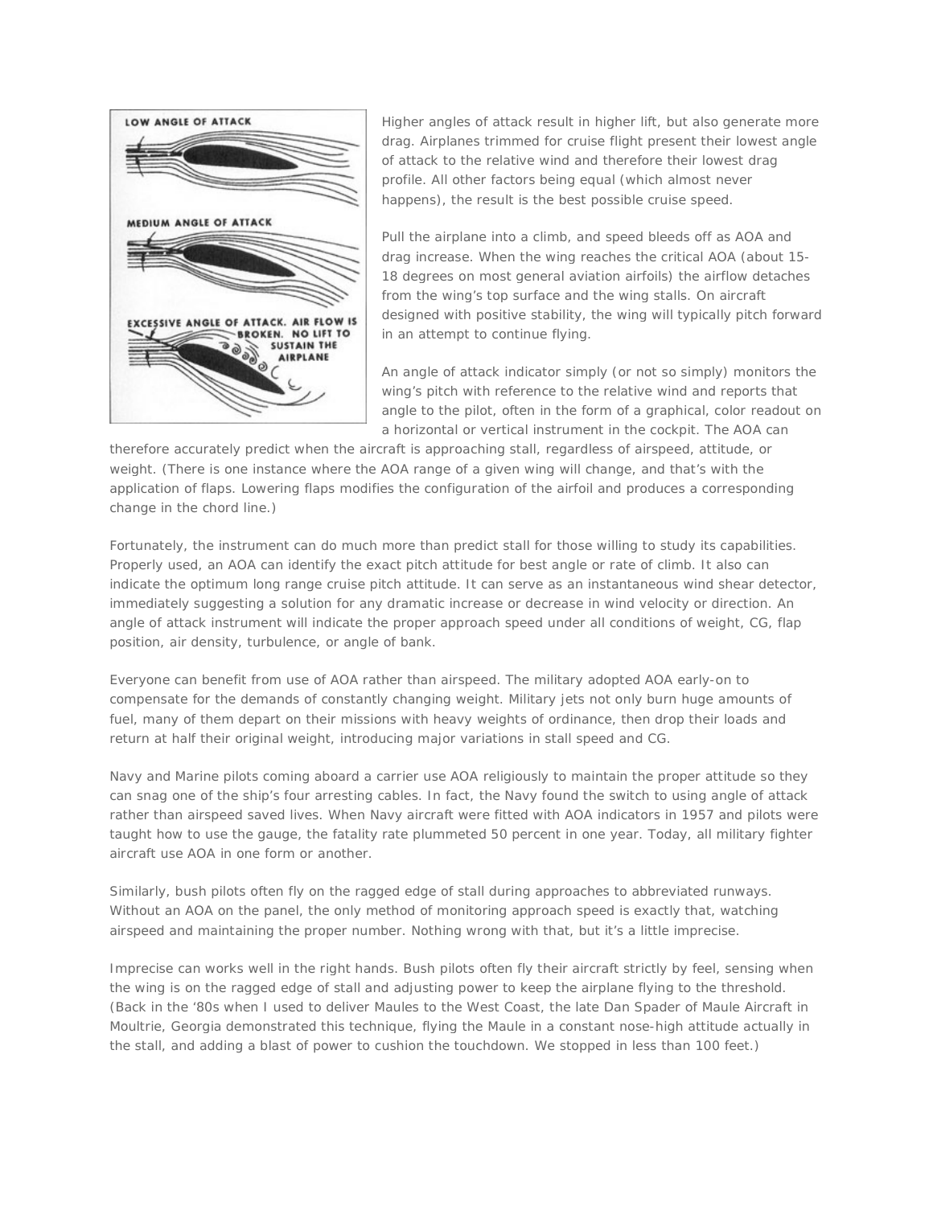LOW ANGLE OF ATTACK

MEDIUM ANGLE OF ATTACK

EXCESSIVE ANGLE OF ATTACK. AIR FLOW IS BROKEN. NO LIFT TO SUSTAIN THE AIRPLANE

Higher angles of attack result in higher lift, but also generate more drag. Airplanes trimmed for cruise flight present their lowest angle of attack to the relative wind and therefore their lowest drag profile. All other factors being equal (which almost never happens), the result is the best possible cruise speed.

Pull the airplane into a climb, and speed bleeds off as AOA and drag increase. When the wing reaches the critical AOA (about 15-18 degrees on most general aviation airfoils) the airflow detaches from the wing's top surface and the wing stalls. On aircraft designed with positive stability, the wing will typically pitch forward in an attempt to continue flying.

An angle of attack indicator simply (or not so simply) monitors the wing's pitch with reference to the relative wind and reports that angle to the pilot, often in the form of a graphical, color readout on a horizontal or vertical instrument in the cockpit. The AOA can therefore accurately predict when the aircraft is approaching stall, regardless of airspeed, attitude, or weight. (There is one instance where the AOA range of a given wing will change, and that's with the application of flaps. Lowering flaps modifies the configuration of the airfoil and produces a corresponding change in the chord line.)

Fortunately, the instrument can do much more than predict stall for those willing to study its capabilities. Properly used, an AOA can identify the exact pitch attitude for best angle or rate of climb. It also can indicate the optimum long range cruise pitch attitude. It can serve as an instantaneous wind shear detector, immediately suggesting a solution for any dramatic increase or decrease in wind velocity or direction. An angle of attack instrument will indicate the proper approach speed under all conditions of weight, CG, flap position, air density, turbulence, or angle of bank.

Everyone can benefit from use of AOA rather than airspeed. The military adopted AOA early-on to compensate for the demands of constantly changing weight. Military jets not only burn huge amounts of fuel, many of them depart on their missions with heavy weights of ordinance, then drop their loads and return at half their original weight, introducing major variations in stall speed and CG.

Navy and Marine pilots coming aboard a carrier use AOA religiously to maintain the proper attitude so they can snag one of the ship's four arresting cables. In fact, the Navy found the switch to using angle of attack rather than airspeed saved lives. When Navy aircraft were fitted with AOA indicators in 1957 and pilots were taught how to use the gauge, the fatality rate plummeted 50 percent in one year. Today, all military fighter aircraft use AOA in one form or another.

Similarly, bush pilots often fly on the ragged edge of stall during approaches to abbreviated runways. Without an AOA on the panel, the only method of monitoring approach speed is exactly that, watching airspeed and maintaining the proper number. Nothing wrong with that, but it's a little imprecise.

Imprecise can works well in the right hands. Bush pilots often fly their aircraft strictly by feel, sensing when the wing is on the ragged edge of stall and adjusting power to keep the airplane flying to the threshold. (Back in the '80s when I used to deliver Maules to the West Coast, the late Dan Spader of Maule Aircraft in Moultrie, Georgia demonstrated this technique, flying the Maule in a constant nose-high attitude actually in the stall, and adding a blast of power to cushion the touchdown. We stopped in less than 100 feet.)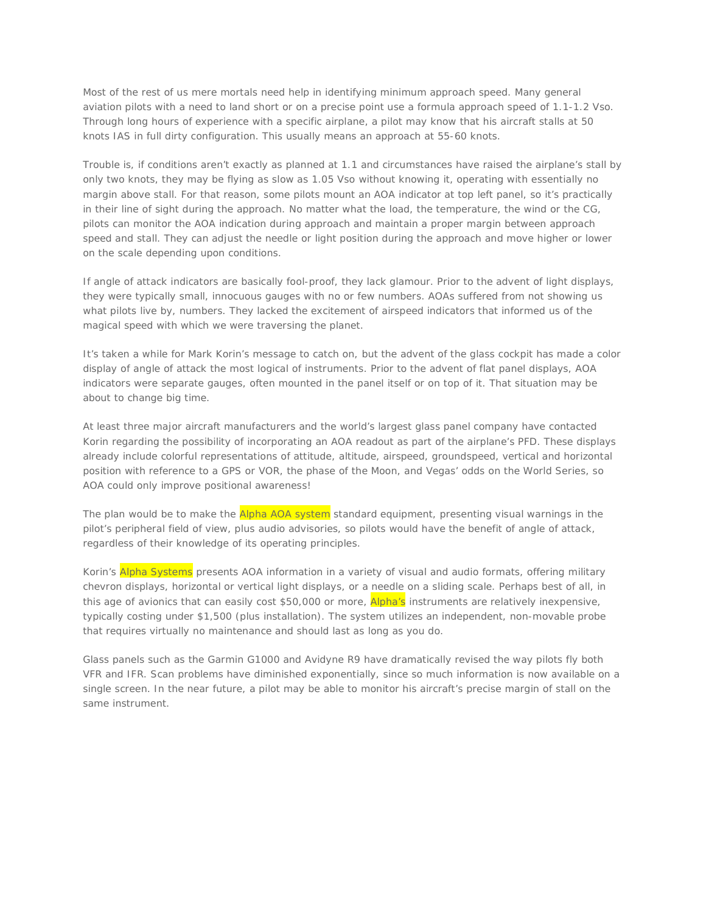Most of the rest of us mere mortals need help in identifying minimum approach speed. Many general aviation pilots with a need to land short or on a precise point use a formula approach speed of 1.1-1.2 Vso. Through long hours of experience with a specific airplane, a pilot may know that his aircraft stalls at 50 knots IAS in full dirty configuration. This usually means an approach at 55-60 knots.

Trouble is, if conditions aren't exactly as planned at 1.1 and circumstances have raised the airplane's stall by only two knots, they may be flying as slow as 1.05 Vso without knowing it, operating with essentially no margin above stall. For that reason, some pilots mount an AOA indicator at top left panel, so it's practically in their line of sight during the approach. No matter what the load, the temperature, the wind or the CG, pilots can monitor the AOA indication during approach and maintain a proper margin between approach speed and stall. They can adjust the needle or light position during the approach and move higher or lower on the scale depending upon conditions.

If angle of attack indicators are basically fool-proof, they lack glamour. Prior to the advent of light displays, they were typically small, innocuous gauges with no or few numbers. AOAs suffered from not showing us what pilots live by, numbers. They lacked the excitement of airspeed indicators that informed us of the magical speed with which we were traversing the planet.

It's taken a while for Mark Korin's message to catch on, but the advent of the glass cockpit has made a color display of angle of attack the most logical of instruments. Prior to the advent of flat panel displays, AOA indicators were separate gauges, often mounted in the panel itself or on top of it. That situation may be about to change big time.

At least three major aircraft manufacturers and the world's largest glass panel company have contacted Korin regarding the possibility of incorporating an AOA readout as part of the airplane's PFD. These displays already include colorful representations of attitude, altitude, airspeed, groundspeed, vertical and horizontal position with reference to a GPS or VOR, the phase of the Moon, and Vegas' odds on the World Series, so AOA could only improve positional awareness!

The plan would be to make the Alpha AOA system standard equipment, presenting visual warnings in the pilot's peripheral field of view, plus audio advisories, so pilots would have the benefit of angle of attack, regardless of their knowledge of its operating principles.

Korin's Alpha Systems presents AOA information in a variety of visual and audio formats, offering military chevron displays, horizontal or vertical light displays, or a needle on a sliding scale. Perhaps best of all, in this age of avionics that can easily cost $50,000 or more, Alpha's instruments are relatively inexpensive, typically costing under $1,500 (plus installation). The system utilizes an independent, non-movable probe that requires virtually no maintenance and should last as long as you do.

Glass panels such as the Garmin G1000 and Avidyne R9 have dramatically revised the way pilots fly both VFR and IFR. Scan problems have diminished exponentially, since so much information is now available on a single screen. In the near future, a pilot may be able to monitor his aircraft's precise margin of stall on the same instrument.